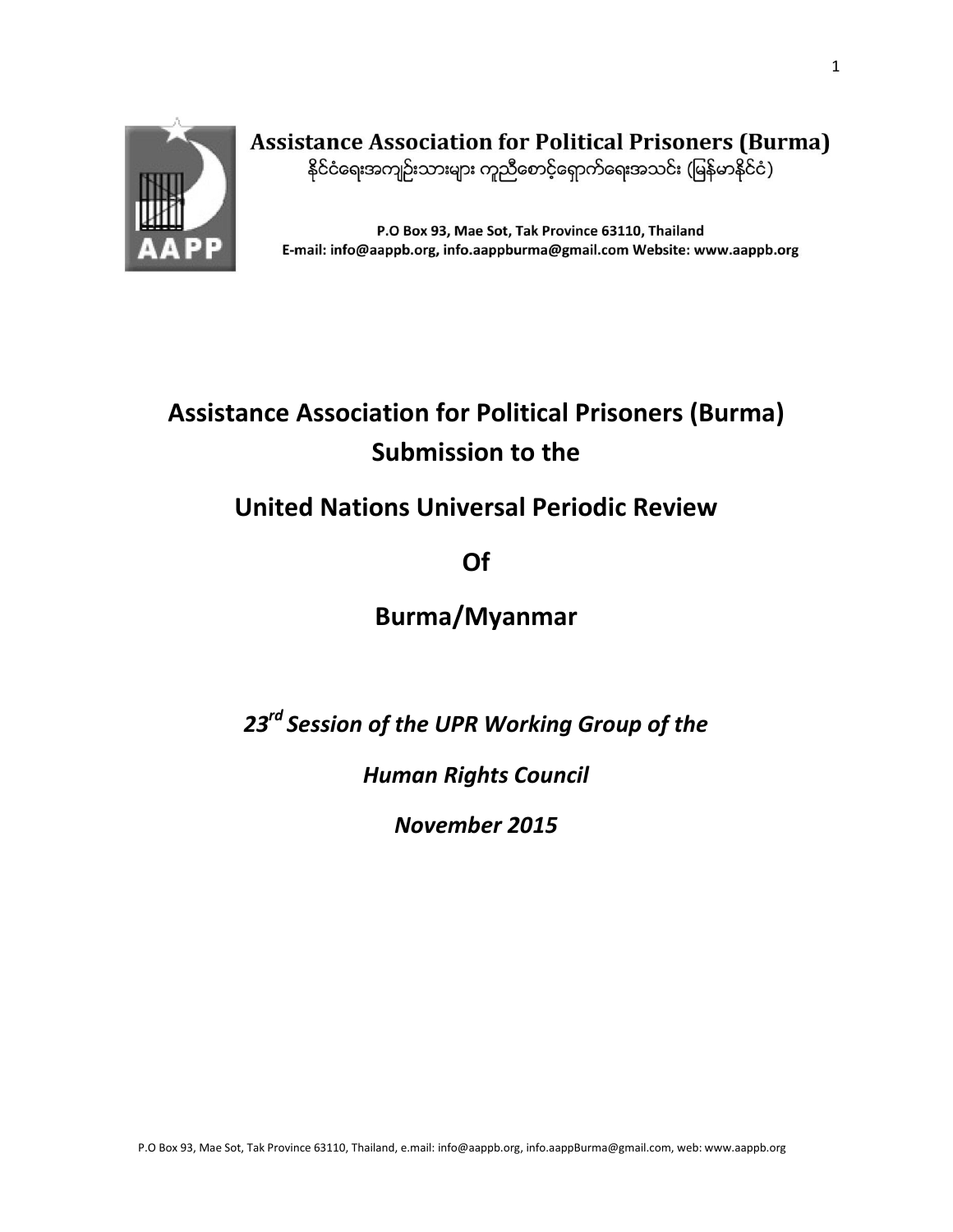**Assistance Association for Political Prisoners (Burma)**
နိုင်ငံရေးအကျဉ်းသားများ ကူညီစောင့်ရှောက်ရေးအသင်း (မြန်မာနိုင်ငံ)

**P.O Box 93, Mae Sot, Tak Province 63110, Thailand**
**E-mail: info@aappb.org, info.aappburma@gmail.com Website: www.aappb.org**

# Assistance Association for Political Prisoners (Burma) Submission to the

# United Nations Universal Periodic Review

# Of

# Burma/Myanmar

***23rd Session of the UPR Working Group of the***

***Human Rights Council***

***November 2015***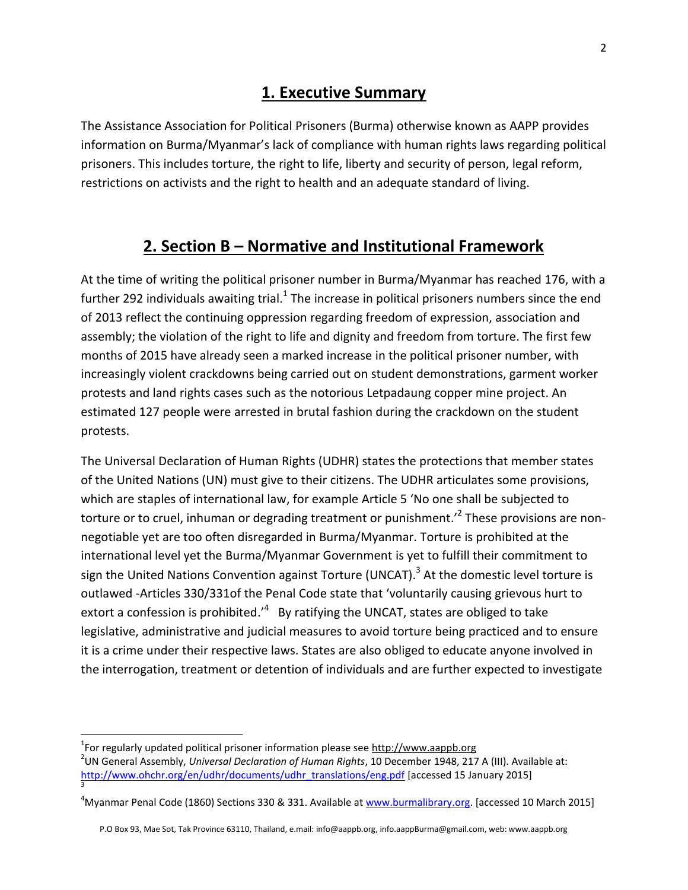## 1. Executive Summary

The Assistance Association for Political Prisoners (Burma) otherwise known as AAPP provides information on Burma/Myanmar's lack of compliance with human rights laws regarding political prisoners. This includes torture, the right to life, liberty and security of person, legal reform, restrictions on activists and the right to health and an adequate standard of living.

## 2. Section B – Normative and Institutional Framework

At the time of writing the political prisoner number in Burma/Myanmar has reached 176, with a further 292 individuals awaiting trial.[1] The increase in political prisoners numbers since the end of 2013 reflect the continuing oppression regarding freedom of expression, association and assembly; the violation of the right to life and dignity and freedom from torture. The first few months of 2015 have already seen a marked increase in the political prisoner number, with increasingly violent crackdowns being carried out on student demonstrations, garment worker protests and land rights cases such as the notorious Letpadaung copper mine project. An estimated 127 people were arrested in brutal fashion during the crackdown on the student protests.

The Universal Declaration of Human Rights (UDHR) states the protections that member states of the United Nations (UN) must give to their citizens. The UDHR articulates some provisions, which are staples of international law, for example Article 5 'No one shall be subjected to torture or to cruel, inhuman or degrading treatment or punishment.'[2] These provisions are non-negotiable yet are too often disregarded in Burma/Myanmar. Torture is prohibited at the international level yet the Burma/Myanmar Government is yet to fulfill their commitment to sign the United Nations Convention against Torture (UNCAT).[3] At the domestic level torture is outlawed -Articles 330/331of the Penal Code state that 'voluntarily causing grievous hurt to extort a confession is prohibited.'[4] By ratifying the UNCAT, states are obliged to take legislative, administrative and judicial measures to avoid torture being practiced and to ensure it is a crime under their respective laws. States are also obliged to educate anyone involved in the interrogation, treatment or detention of individuals and are further expected to investigate

---

[1] For regularly updated political prisoner information please see http://www.aappb.org

[2] UN General Assembly, *Universal Declaration of Human Rights*, 10 December 1948, 217 A (III). Available at: http://www.ohchr.org/en/udhr/documents/udhr_translations/eng.pdf [accessed 15 January 2015]

[3]

[4] Myanmar Penal Code (1860) Sections 330 & 331. Available at www.burmalibrary.org. [accessed 10 March 2015]

P.O Box 93, Mae Sot, Tak Province 63110, Thailand, e.mail: info@aappb.org, info.aappBurma@gmail.com, web: www.aappb.org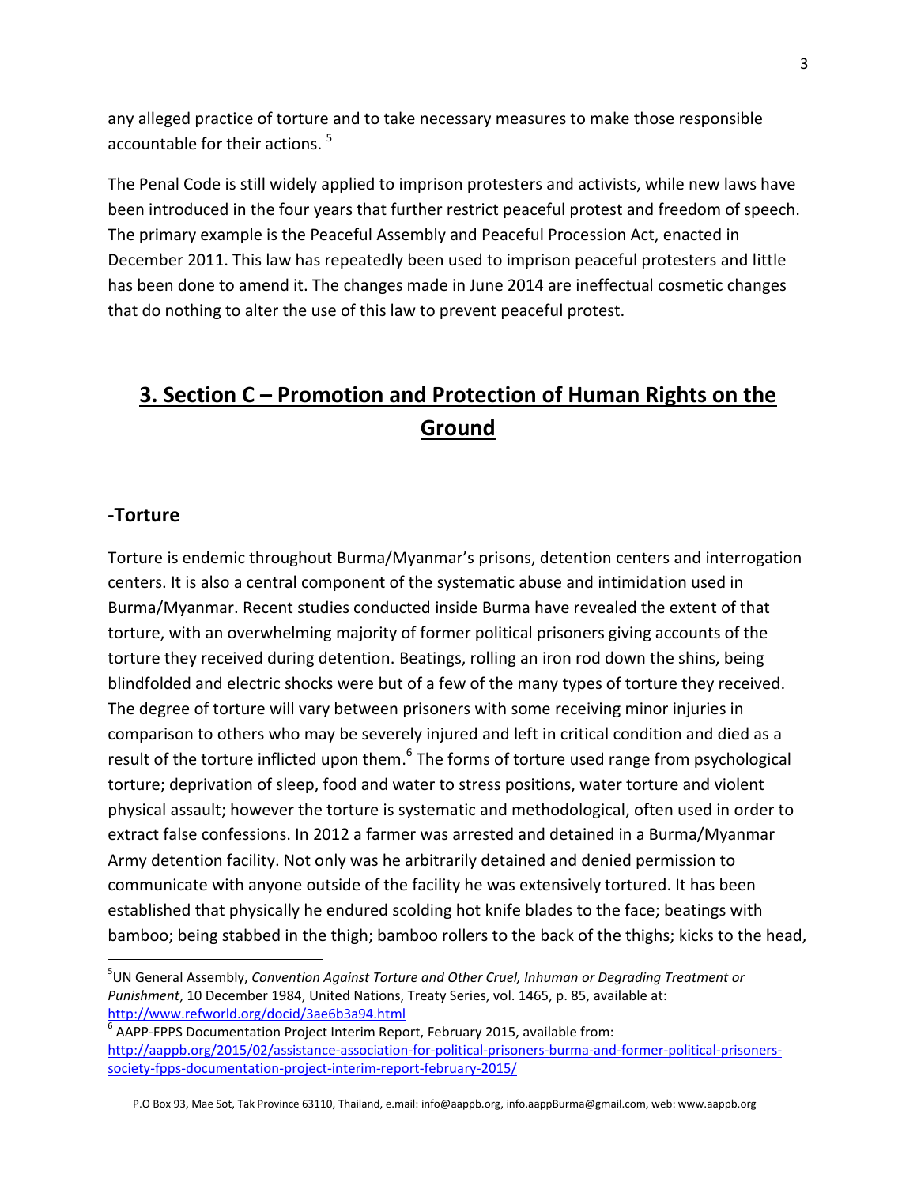any alleged practice of torture and to take necessary measures to make those responsible accountable for their actions. [5]

The Penal Code is still widely applied to imprison protesters and activists, while new laws have been introduced in the four years that further restrict peaceful protest and freedom of speech. The primary example is the Peaceful Assembly and Peaceful Procession Act, enacted in December 2011. This law has repeatedly been used to imprison peaceful protesters and little has been done to amend it. The changes made in June 2014 are ineffectual cosmetic changes that do nothing to alter the use of this law to prevent peaceful protest.

# 3. Section C – Promotion and Protection of Human Rights on the Ground

## -Torture

Torture is endemic throughout Burma/Myanmar's prisons, detention centers and interrogation centers. It is also a central component of the systematic abuse and intimidation used in Burma/Myanmar. Recent studies conducted inside Burma have revealed the extent of that torture, with an overwhelming majority of former political prisoners giving accounts of the torture they received during detention. Beatings, rolling an iron rod down the shins, being blindfolded and electric shocks were but of a few of the many types of torture they received. The degree of torture will vary between prisoners with some receiving minor injuries in comparison to others who may be severely injured and left in critical condition and died as a result of the torture inflicted upon them.[6] The forms of torture used range from psychological torture; deprivation of sleep, food and water to stress positions, water torture and violent physical assault; however the torture is systematic and methodological, often used in order to extract false confessions. In 2012 a farmer was arrested and detained in a Burma/Myanmar Army detention facility. Not only was he arbitrarily detained and denied permission to communicate with anyone outside of the facility he was extensively tortured. It has been established that physically he endured scolding hot knife blades to the face; beatings with bamboo; being stabbed in the thigh; bamboo rollers to the back of the thighs; kicks to the head,

---

[5] UN General Assembly, *Convention Against Torture and Other Cruel, Inhuman or Degrading Treatment or Punishment*, 10 December 1984, United Nations, Treaty Series, vol. 1465, p. 85, available at: http://www.refworld.org/docid/3ae6b3a94.html

[6] AAPP-FPPS Documentation Project Interim Report, February 2015, available from: http://aappb.org/2015/02/assistance-association-for-political-prisoners-burma-and-former-political-prisoners-society-fpps-documentation-project-interim-report-february-2015/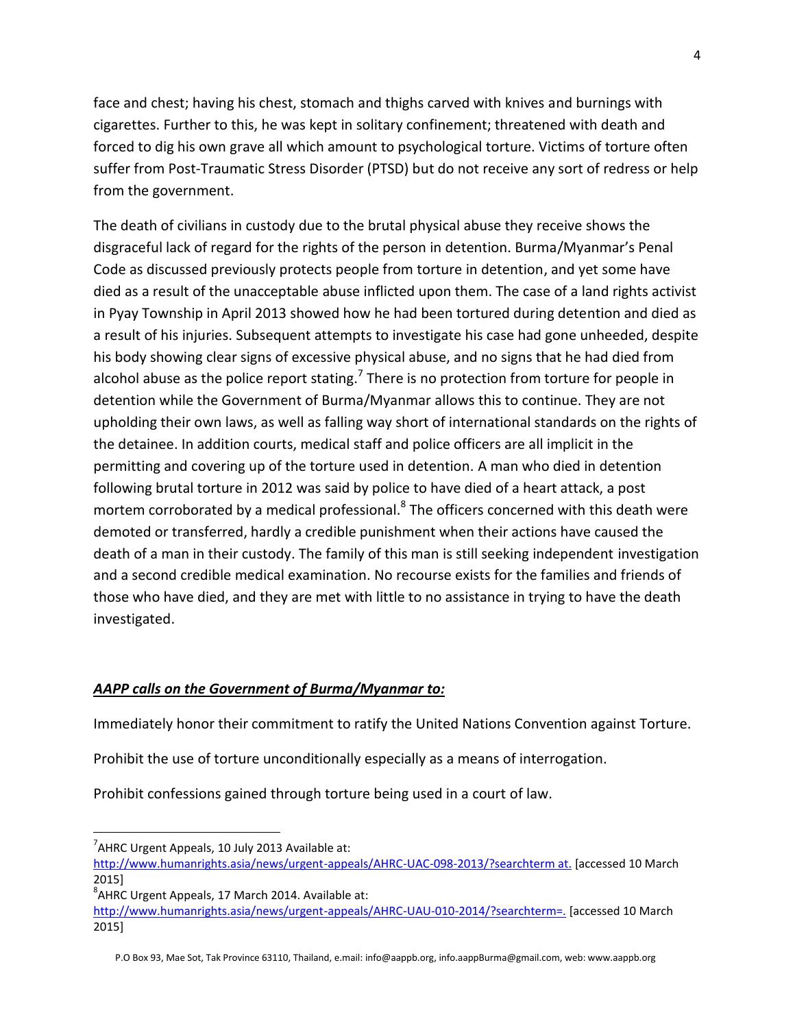face and chest; having his chest, stomach and thighs carved with knives and burnings with cigarettes. Further to this, he was kept in solitary confinement; threatened with death and forced to dig his own grave all which amount to psychological torture. Victims of torture often suffer from Post-Traumatic Stress Disorder (PTSD) but do not receive any sort of redress or help from the government.

The death of civilians in custody due to the brutal physical abuse they receive shows the disgraceful lack of regard for the rights of the person in detention. Burma/Myanmar's Penal Code as discussed previously protects people from torture in detention, and yet some have died as a result of the unacceptable abuse inflicted upon them. The case of a land rights activist in Pyay Township in April 2013 showed how he had been tortured during detention and died as a result of his injuries. Subsequent attempts to investigate his case had gone unheeded, despite his body showing clear signs of excessive physical abuse, and no signs that he had died from alcohol abuse as the police report stating.[7] There is no protection from torture for people in detention while the Government of Burma/Myanmar allows this to continue. They are not upholding their own laws, as well as falling way short of international standards on the rights of the detainee. In addition courts, medical staff and police officers are all implicit in the permitting and covering up of the torture used in detention. A man who died in detention following brutal torture in 2012 was said by police to have died of a heart attack, a post mortem corroborated by a medical professional.[8] The officers concerned with this death were demoted or transferred, hardly a credible punishment when their actions have caused the death of a man in their custody. The family of this man is still seeking independent investigation and a second credible medical examination. No recourse exists for the families and friends of those who have died, and they are met with little to no assistance in trying to have the death investigated.

***AAPP calls on the Government of Burma/Myanmar to:***

Immediately honor their commitment to ratify the United Nations Convention against Torture.

Prohibit the use of torture unconditionally especially as a means of interrogation.

Prohibit confessions gained through torture being used in a court of law.

---

[7] AHRC Urgent Appeals, 10 July 2013 Available at: http://www.humanrights.asia/news/urgent-appeals/AHRC-UAC-098-2013/?searchterm at. [accessed 10 March 2015]

[8] AHRC Urgent Appeals, 17 March 2014. Available at: http://www.humanrights.asia/news/urgent-appeals/AHRC-UAU-010-2014/?searchterm=. [accessed 10 March 2015]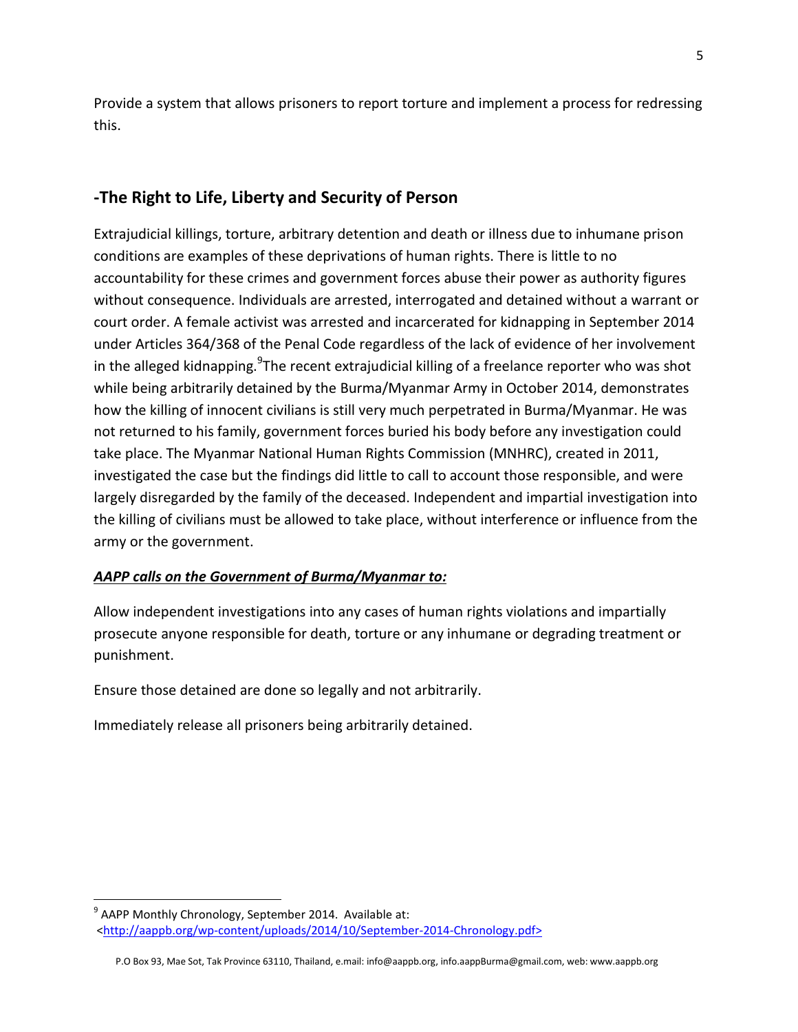Provide a system that allows prisoners to report torture and implement a process for redressing this.

## -The Right to Life, Liberty and Security of Person

Extrajudicial killings, torture, arbitrary detention and death or illness due to inhumane prison conditions are examples of these deprivations of human rights. There is little to no accountability for these crimes and government forces abuse their power as authority figures without consequence. Individuals are arrested, interrogated and detained without a warrant or court order. A female activist was arrested and incarcerated for kidnapping in September 2014 under Articles 364/368 of the Penal Code regardless of the lack of evidence of her involvement in the alleged kidnapping.[9] The recent extrajudicial killing of a freelance reporter who was shot while being arbitrarily detained by the Burma/Myanmar Army in October 2014, demonstrates how the killing of innocent civilians is still very much perpetrated in Burma/Myanmar. He was not returned to his family, government forces buried his body before any investigation could take place. The Myanmar National Human Rights Commission (MNHRC), created in 2011, investigated the case but the findings did little to call to account those responsible, and were largely disregarded by the family of the deceased. Independent and impartial investigation into the killing of civilians must be allowed to take place, without interference or influence from the army or the government.

***AAPP calls on the Government of Burma/Myanmar to:***

Allow independent investigations into any cases of human rights violations and impartially prosecute anyone responsible for death, torture or any inhumane or degrading treatment or punishment.

Ensure those detained are done so legally and not arbitrarily.

Immediately release all prisoners being arbitrarily detained.

---

[9] AAPP Monthly Chronology, September 2014. Available at: <http://aappb.org/wp-content/uploads/2014/10/September-2014-Chronology.pdf>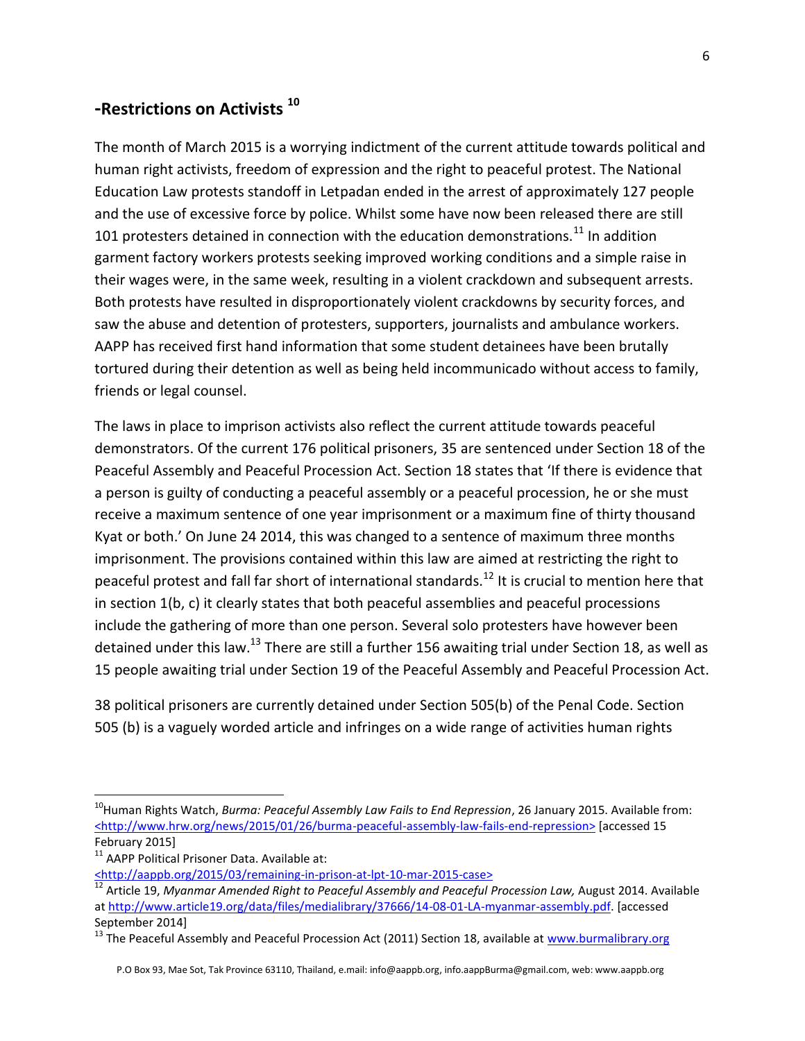## -Restrictions on Activists [10]

The month of March 2015 is a worrying indictment of the current attitude towards political and human right activists, freedom of expression and the right to peaceful protest. The National Education Law protests standoff in Letpadan ended in the arrest of approximately 127 people and the use of excessive force by police. Whilst some have now been released there are still 101 protesters detained in connection with the education demonstrations.[11] In addition garment factory workers protests seeking improved working conditions and a simple raise in their wages were, in the same week, resulting in a violent crackdown and subsequent arrests. Both protests have resulted in disproportionately violent crackdowns by security forces, and saw the abuse and detention of protesters, supporters, journalists and ambulance workers. AAPP has received first hand information that some student detainees have been brutally tortured during their detention as well as being held incommunicado without access to family, friends or legal counsel.

The laws in place to imprison activists also reflect the current attitude towards peaceful demonstrators. Of the current 176 political prisoners, 35 are sentenced under Section 18 of the Peaceful Assembly and Peaceful Procession Act. Section 18 states that 'If there is evidence that a person is guilty of conducting a peaceful assembly or a peaceful procession, he or she must receive a maximum sentence of one year imprisonment or a maximum fine of thirty thousand Kyat or both.' On June 24 2014, this was changed to a sentence of maximum three months imprisonment. The provisions contained within this law are aimed at restricting the right to peaceful protest and fall far short of international standards.[12] It is crucial to mention here that in section 1(b, c) it clearly states that both peaceful assemblies and peaceful processions include the gathering of more than one person. Several solo protesters have however been detained under this law.[13] There are still a further 156 awaiting trial under Section 18, as well as 15 people awaiting trial under Section 19 of the Peaceful Assembly and Peaceful Procession Act.

38 political prisoners are currently detained under Section 505(b) of the Penal Code. Section 505 (b) is a vaguely worded article and infringes on a wide range of activities human rights

---

[10] Human Rights Watch, *Burma: Peaceful Assembly Law Fails to End Repression*, 26 January 2015. Available from: <http://www.hrw.org/news/2015/01/26/burma-peaceful-assembly-law-fails-end-repression> [accessed 15 February 2015]

[11] AAPP Political Prisoner Data. Available at: <http://aappb.org/2015/03/remaining-in-prison-at-lpt-10-mar-2015-case>

[12] Article 19, *Myanmar Amended Right to Peaceful Assembly and Peaceful Procession Law,* August 2014. Available at http://www.article19.org/data/files/medialibrary/37666/14-08-01-LA-myanmar-assembly.pdf. [accessed September 2014]

[13] The Peaceful Assembly and Peaceful Procession Act (2011) Section 18, available at www.burmalibrary.org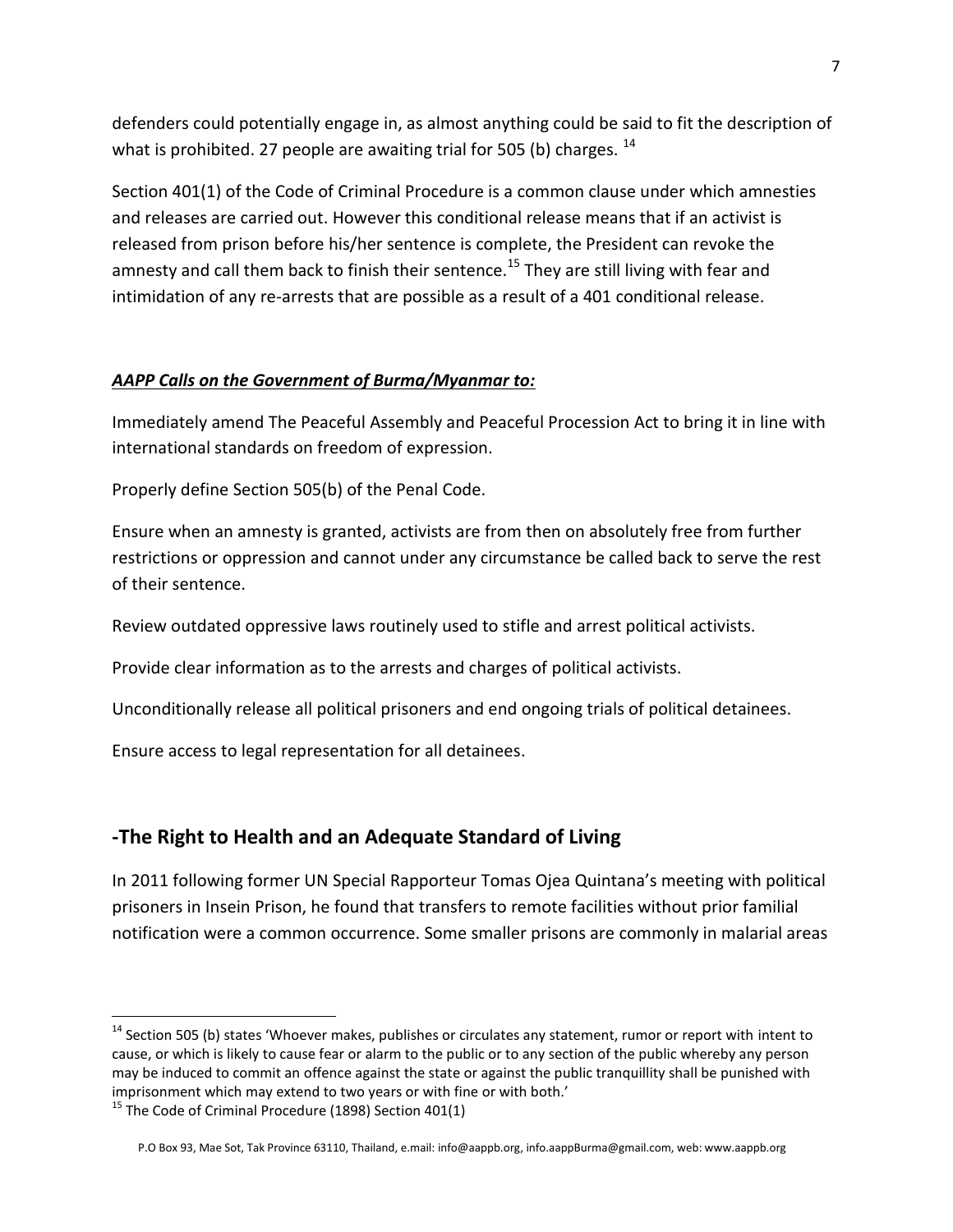defenders could potentially engage in, as almost anything could be said to fit the description of what is prohibited. 27 people are awaiting trial for 505 (b) charges. [14]

Section 401(1) of the Code of Criminal Procedure is a common clause under which amnesties and releases are carried out. However this conditional release means that if an activist is released from prison before his/her sentence is complete, the President can revoke the amnesty and call them back to finish their sentence.[15] They are still living with fear and intimidation of any re-arrests that are possible as a result of a 401 conditional release.

***AAPP Calls on the Government of Burma/Myanmar to:***

Immediately amend The Peaceful Assembly and Peaceful Procession Act to bring it in line with international standards on freedom of expression.

Properly define Section 505(b) of the Penal Code.

Ensure when an amnesty is granted, activists are from then on absolutely free from further restrictions or oppression and cannot under any circumstance be called back to serve the rest of their sentence.

Review outdated oppressive laws routinely used to stifle and arrest political activists.

Provide clear information as to the arrests and charges of political activists.

Unconditionally release all political prisoners and end ongoing trials of political detainees.

Ensure access to legal representation for all detainees.

## -The Right to Health and an Adequate Standard of Living

In 2011 following former UN Special Rapporteur Tomas Ojea Quintana's meeting with political prisoners in Insein Prison, he found that transfers to remote facilities without prior familial notification were a common occurrence. Some smaller prisons are commonly in malarial areas

---

[14] Section 505 (b) states 'Whoever makes, publishes or circulates any statement, rumor or report with intent to cause, or which is likely to cause fear or alarm to the public or to any section of the public whereby any person may be induced to commit an offence against the state or against the public tranquillity shall be punished with imprisonment which may extend to two years or with fine or with both.'

[15] The Code of Criminal Procedure (1898) Section 401(1)

P.O Box 93, Mae Sot, Tak Province 63110, Thailand, e.mail: info@aappb.org, info.aappBurma@gmail.com, web: www.aappb.org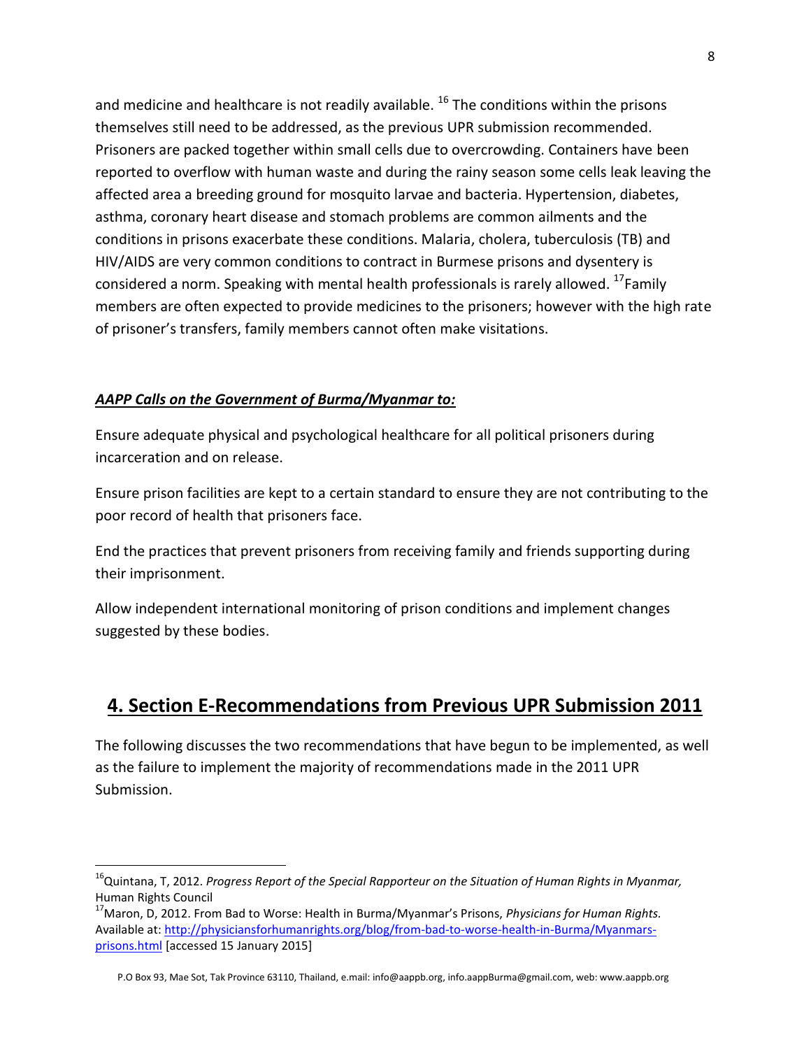and medicine and healthcare is not readily available. [16] The conditions within the prisons themselves still need to be addressed, as the previous UPR submission recommended. Prisoners are packed together within small cells due to overcrowding. Containers have been reported to overflow with human waste and during the rainy season some cells leak leaving the affected area a breeding ground for mosquito larvae and bacteria. Hypertension, diabetes, asthma, coronary heart disease and stomach problems are common ailments and the conditions in prisons exacerbate these conditions. Malaria, cholera, tuberculosis (TB) and HIV/AIDS are very common conditions to contract in Burmese prisons and dysentery is considered a norm. Speaking with mental health professionals is rarely allowed. [17]Family members are often expected to provide medicines to the prisoners; however with the high rate of prisoner's transfers, family members cannot often make visitations.

***AAPP Calls on the Government of Burma/Myanmar to:***

Ensure adequate physical and psychological healthcare for all political prisoners during incarceration and on release.

Ensure prison facilities are kept to a certain standard to ensure they are not contributing to the poor record of health that prisoners face.

End the practices that prevent prisoners from receiving family and friends supporting during their imprisonment.

Allow independent international monitoring of prison conditions and implement changes suggested by these bodies.

## 4. Section E-Recommendations from Previous UPR Submission 2011

The following discusses the two recommendations that have begun to be implemented, as well as the failure to implement the majority of recommendations made in the 2011 UPR Submission.

---

[16]Quintana, T, 2012. *Progress Report of the Special Rapporteur on the Situation of Human Rights in Myanmar,* Human Rights Council

[17]Maron, D, 2012. From Bad to Worse: Health in Burma/Myanmar's Prisons, *Physicians for Human Rights.* Available at: http://physiciansforhumanrights.org/blog/from-bad-to-worse-health-in-Burma/Myanmars-prisons.html [accessed 15 January 2015]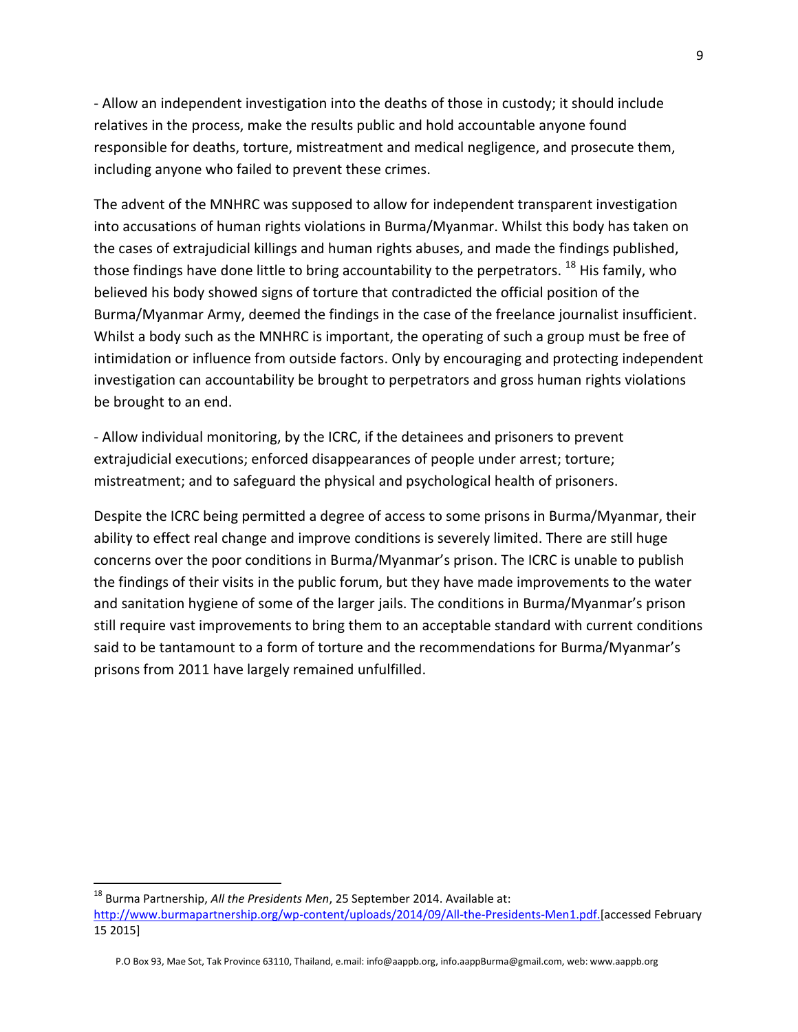- Allow an independent investigation into the deaths of those in custody; it should include relatives in the process, make the results public and hold accountable anyone found responsible for deaths, torture, mistreatment and medical negligence, and prosecute them, including anyone who failed to prevent these crimes.

The advent of the MNHRC was supposed to allow for independent transparent investigation into accusations of human rights violations in Burma/Myanmar. Whilst this body has taken on the cases of extrajudicial killings and human rights abuses, and made the findings published, those findings have done little to bring accountability to the perpetrators. [18] His family, who believed his body showed signs of torture that contradicted the official position of the Burma/Myanmar Army, deemed the findings in the case of the freelance journalist insufficient. Whilst a body such as the MNHRC is important, the operating of such a group must be free of intimidation or influence from outside factors. Only by encouraging and protecting independent investigation can accountability be brought to perpetrators and gross human rights violations be brought to an end.

- Allow individual monitoring, by the ICRC, if the detainees and prisoners to prevent extrajudicial executions; enforced disappearances of people under arrest; torture; mistreatment; and to safeguard the physical and psychological health of prisoners.

Despite the ICRC being permitted a degree of access to some prisons in Burma/Myanmar, their ability to effect real change and improve conditions is severely limited. There are still huge concerns over the poor conditions in Burma/Myanmar's prison. The ICRC is unable to publish the findings of their visits in the public forum, but they have made improvements to the water and sanitation hygiene of some of the larger jails. The conditions in Burma/Myanmar's prison still require vast improvements to bring them to an acceptable standard with current conditions said to be tantamount to a form of torture and the recommendations for Burma/Myanmar's prisons from 2011 have largely remained unfulfilled.

---

[18] Burma Partnership, *All the Presidents Men*, 25 September 2014. Available at: http://www.burmapartnership.org/wp-content/uploads/2014/09/All-the-Presidents-Men1.pdf. [accessed February 15 2015]

P.O Box 93, Mae Sot, Tak Province 63110, Thailand, e.mail: info@aappb.org, info.aappBurma@gmail.com, web: www.aappb.org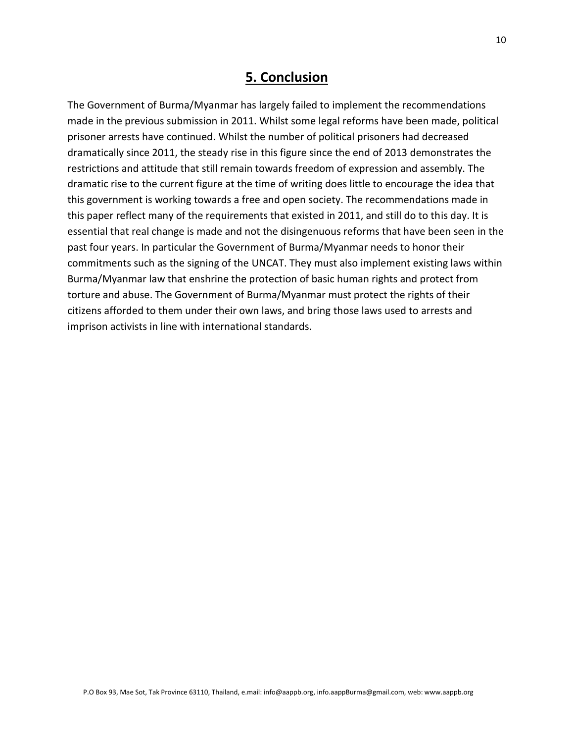## 5. Conclusion

The Government of Burma/Myanmar has largely failed to implement the recommendations made in the previous submission in 2011. Whilst some legal reforms have been made, political prisoner arrests have continued. Whilst the number of political prisoners had decreased dramatically since 2011, the steady rise in this figure since the end of 2013 demonstrates the restrictions and attitude that still remain towards freedom of expression and assembly. The dramatic rise to the current figure at the time of writing does little to encourage the idea that this government is working towards a free and open society. The recommendations made in this paper reflect many of the requirements that existed in 2011, and still do to this day. It is essential that real change is made and not the disingenuous reforms that have been seen in the past four years. In particular the Government of Burma/Myanmar needs to honor their commitments such as the signing of the UNCAT. They must also implement existing laws within Burma/Myanmar law that enshrine the protection of basic human rights and protect from torture and abuse. The Government of Burma/Myanmar must protect the rights of their citizens afforded to them under their own laws, and bring those laws used to arrests and imprison activists in line with international standards.